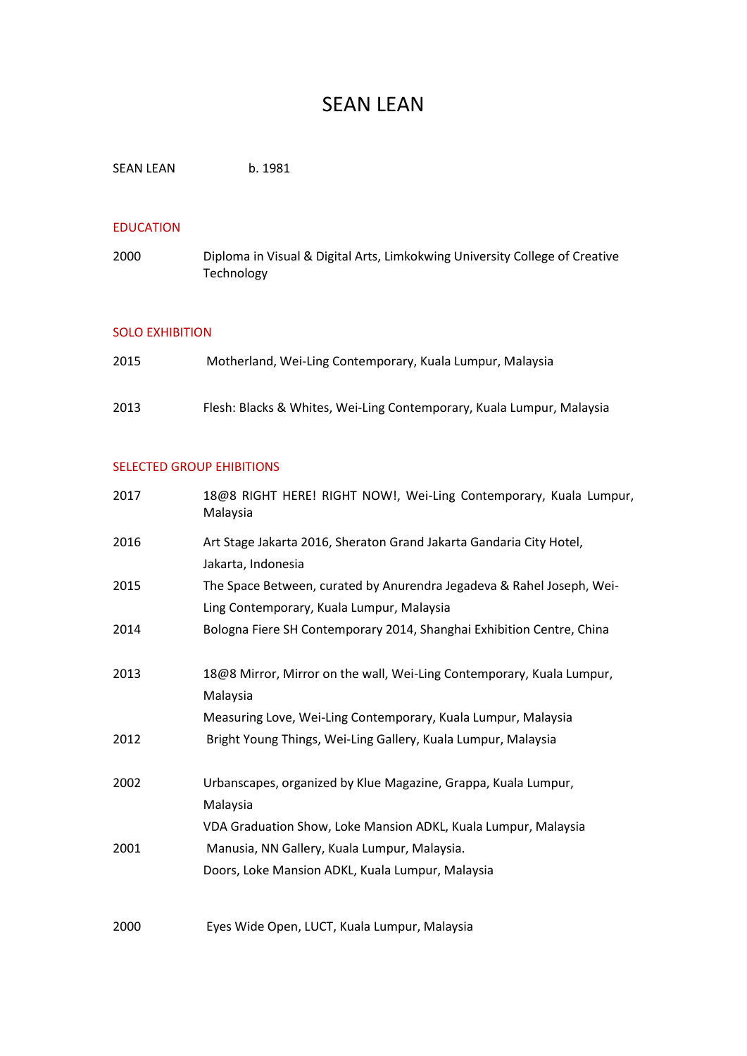# SEAN LEAN

SEAN LEAN b. 1981

## EDUCATION

2000 Diploma in Visual & Digital Arts, Limkokwing University College of Creative Technology

## SOLO EXHIBITION

2015 Motherland, Wei-Ling Contemporary, Kuala Lumpur, Malaysia

2013 Flesh: Blacks & Whites, Wei-Ling Contemporary, Kuala Lumpur, Malaysia

## SELECTED GROUP EHIBITIONS

2017 18@8 RIGHT HERE! RIGHT NOW!, Wei-Ling Contemporary, Kuala Lumpur, Malaysia

2016 Art Stage Jakarta 2016, Sheraton Grand Jakarta Gandaria City Hotel, Jakarta, Indonesia

2015 The Space Between, curated by Anurendra Jegadeva & Rahel Joseph, Wei-Ling Contemporary, Kuala Lumpur, Malaysia

2014 Bologna Fiere SH Contemporary 2014, Shanghai Exhibition Centre, China

2013 18@8 Mirror, Mirror on the wall, Wei-Ling Contemporary, Kuala Lumpur, Malaysia

Measuring Love, Wei-Ling Contemporary, Kuala Lumpur, Malaysia

2012 Bright Young Things, Wei-Ling Gallery, Kuala Lumpur, Malaysia

2002 Urbanscapes, organized by Klue Magazine, Grappa, Kuala Lumpur, Malaysia

VDA Graduation Show, Loke Mansion ADKL, Kuala Lumpur, Malaysia

2001 Manusia, NN Gallery, Kuala Lumpur, Malaysia.

Doors, Loke Mansion ADKL, Kuala Lumpur, Malaysia

2000 Eyes Wide Open, LUCT, Kuala Lumpur, Malaysia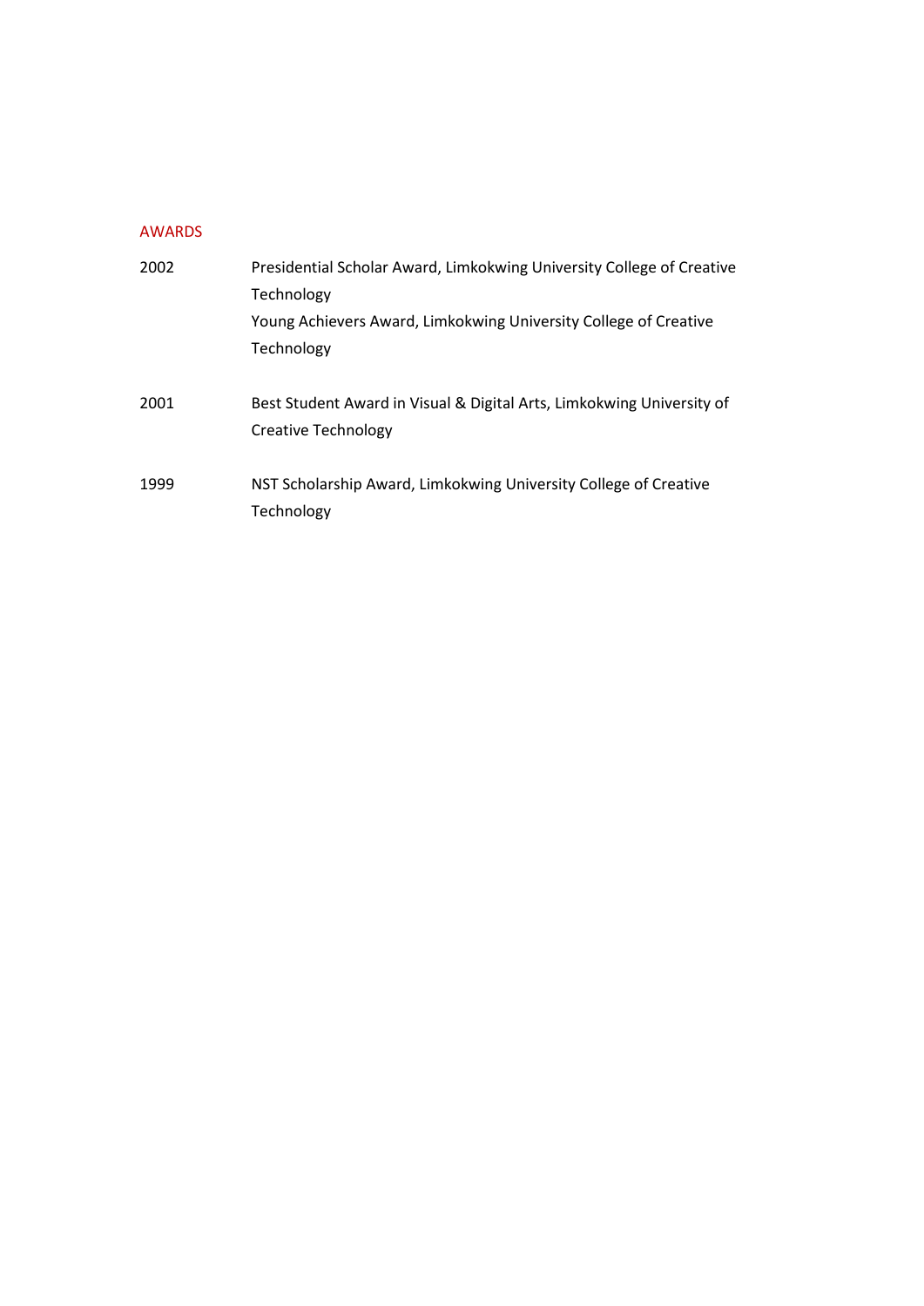## AWARDS

| | |
|---|---|
| 2002 | Presidential Scholar Award, Limkokwing University College of Creative Technology<br>Young Achievers Award, Limkokwing University College of Creative Technology |
| 2001 | Best Student Award in Visual & Digital Arts, Limkokwing University of Creative Technology |
| 1999 | NST Scholarship Award, Limkokwing University College of Creative Technology |